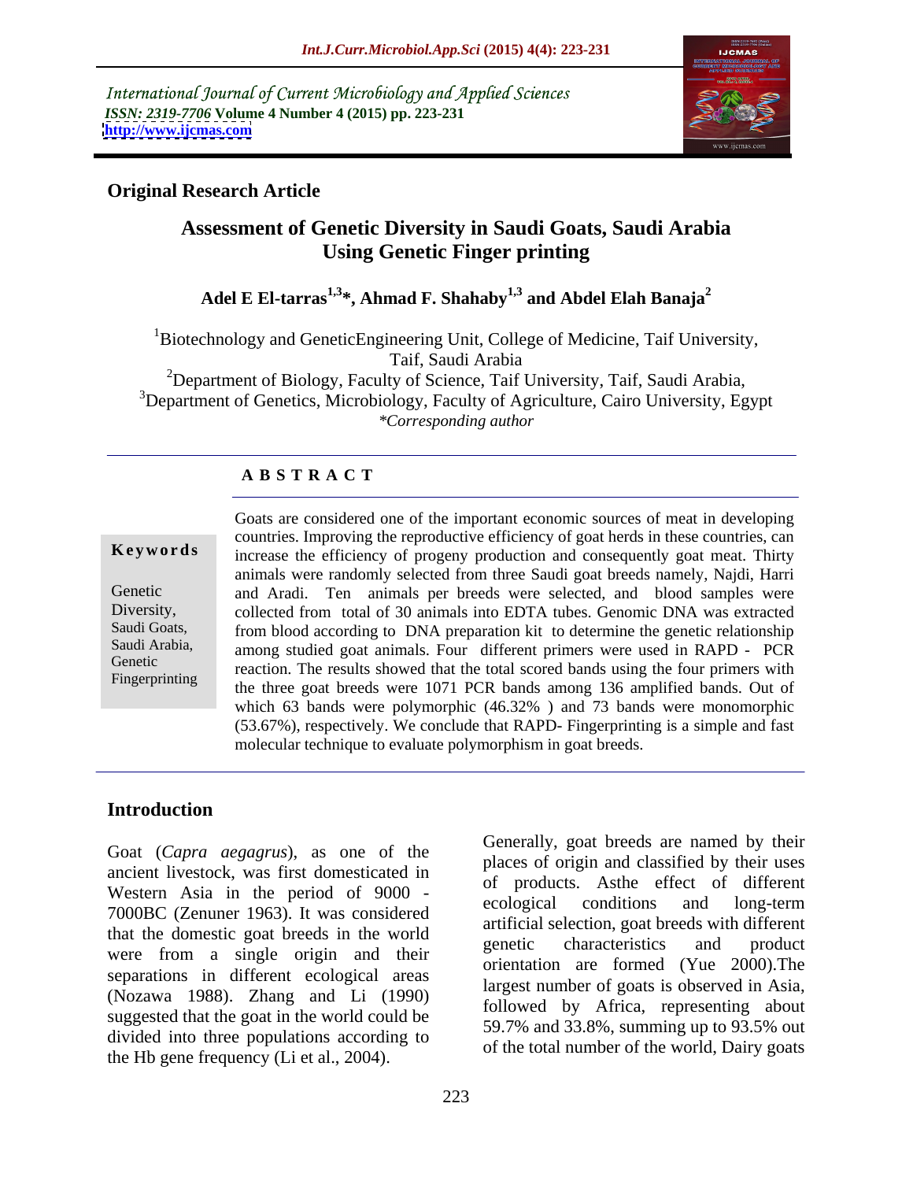International Journal of Current Microbiology and Applied Sciences
*ISSN: 2319-7706* **Volume 4 Number 4 (2015) pp. 223-231**
**http://www.ijcmas.com**

**Original Research Article**

# Assessment of Genetic Diversity in Saudi Goats, Saudi Arabia Using Genetic Finger printing

**Adel E El-tarras[1,3]\*, Ahmad F. Shahaby[1,3] and Abdel Elah Banaja[2]**

[1]Biotechnology and GeneticEngineering Unit, College of Medicine, Taif University, Taif, Saudi Arabia
[2]Department of Biology, Faculty of Science, Taif University, Taif, Saudi Arabia,
[3]Department of Genetics, Microbiology, Faculty of Agriculture, Cairo University, Egypt
*\*Corresponding author*

## A B S T R A C T

**Keywords**

Genetic Diversity, Saudi Goats, Saudi Arabia, Genetic Fingerprinting

Goats are considered one of the important economic sources of meat in developing countries. Improving the reproductive efficiency of goat herds in these countries, can increase the efficiency of progeny production and consequently goat meat. Thirty animals were randomly selected from three Saudi goat breeds namely, Najdi, Harri and Aradi. Ten animals per breeds were selected, and blood samples were collected from total of 30 animals into EDTA tubes. Genomic DNA was extracted from blood according to DNA preparation kit to determine the genetic relationship among studied goat animals. Four different primers were used in RAPD - PCR reaction. The results showed that the total scored bands using the four primers with the three goat breeds were 1071 PCR bands among 136 amplified bands. Out of which 63 bands were polymorphic (46.32% ) and 73 bands were monomorphic (53.67%), respectively. We conclude that RAPD- Fingerprinting is a simple and fast molecular technique to evaluate polymorphism in goat breeds.

## Introduction

Goat (*Capra aegagrus*), as one of the ancient livestock, was first domesticated in Western Asia in the period of 9000 - 7000BC (Zenuner 1963). It was considered that the domestic goat breeds in the world were from a single origin and their separations in different ecological areas (Nozawa 1988). Zhang and Li (1990) suggested that the goat in the world could be divided into three populations according to the Hb gene frequency (Li et al., 2004).

Generally, goat breeds are named by their places of origin and classified by their uses of products. Asthe effect of different ecological conditions and long-term artificial selection, goat breeds with different genetic characteristics and product orientation are formed (Yue 2000).The largest number of goats is observed in Asia, followed by Africa, representing about 59.7% and 33.8%, summing up to 93.5% out of the total number of the world, Dairy goats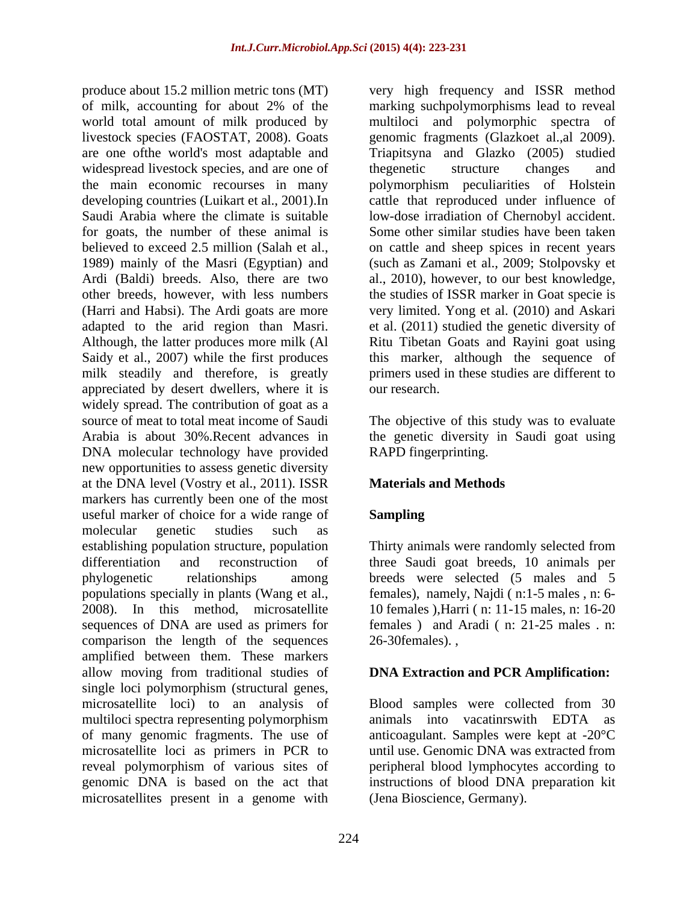produce about 15.2 million metric tons (MT) of milk, accounting for about 2% of the world total amount of milk produced by livestock species (FAOSTAT, 2008). Goats are one ofthe world's most adaptable and widespread livestock species, and are one of the main economic recourses in many developing countries (Luikart et al., 2001).In Saudi Arabia where the climate is suitable for goats, the number of these animal is believed to exceed 2.5 million (Salah et al., 1989) mainly of the Masri (Egyptian) and Ardi (Baldi) breeds. Also, there are two other breeds, however, with less numbers (Harri and Habsi). The Ardi goats are more adapted to the arid region than Masri. Although, the latter produces more milk (Al Saidy et al., 2007) while the first produces milk steadily and therefore, is greatly appreciated by desert dwellers, where it is widely spread. The contribution of goat as a source of meat to total meat income of Saudi Arabia is about 30%.Recent advances in DNA molecular technology have provided new opportunities to assess genetic diversity at the DNA level (Vostry et al., 2011). ISSR markers has currently been one of the most useful marker of choice for a wide range of molecular genetic studies such as establishing population structure, population differentiation and reconstruction of phylogenetic relationships among populations specially in plants (Wang et al., 2008). In this method, microsatellite sequences of DNA are used as primers for comparison the length of the sequences amplified between them. These markers allow moving from traditional studies of single loci polymorphism (structural genes, microsatellite loci) to an analysis of multiloci spectra representing polymorphism of many genomic fragments. The use of microsatellite loci as primers in PCR to reveal polymorphism of various sites of genomic DNA is based on the act that microsatellites present in a genome with very high frequency and ISSR method marking suchpolymorphisms lead to reveal multiloci and polymorphic spectra of genomic fragments (Glazkoet al.,al 2009). Triapitsyna and Glazko (2005) studied thegenetic structure changes and polymorphism peculiarities of Holstein cattle that reproduced under influence of low-dose irradiation of Chernobyl accident. Some other similar studies have been taken on cattle and sheep spices in recent years (such as Zamani et al., 2009; Stolpovsky et al., 2010), however, to our best knowledge, the studies of ISSR marker in Goat specie is very limited. Yong et al. (2010) and Askari et al. (2011) studied the genetic diversity of Ritu Tibetan Goats and Rayini goat using this marker, although the sequence of primers used in these studies are different to our research.

The objective of this study was to evaluate the genetic diversity in Saudi goat using RAPD fingerprinting.

## Materials and Methods

### Sampling

Thirty animals were randomly selected from three Saudi goat breeds, 10 animals per breeds were selected (5 males and 5 females), namely, Najdi ( n:1-5 males , n: 6-10 females ),Harri ( n: 11-15 males, n: 16-20 females ) and Aradi ( n: 21-25 males . n: 26-30females). ,

### DNA Extraction and PCR Amplification:

Blood samples were collected from 30 animals into vacatinrswith EDTA as anticoagulant. Samples were kept at -20°C until use. Genomic DNA was extracted from peripheral blood lymphocytes according to instructions of blood DNA preparation kit (Jena Bioscience, Germany).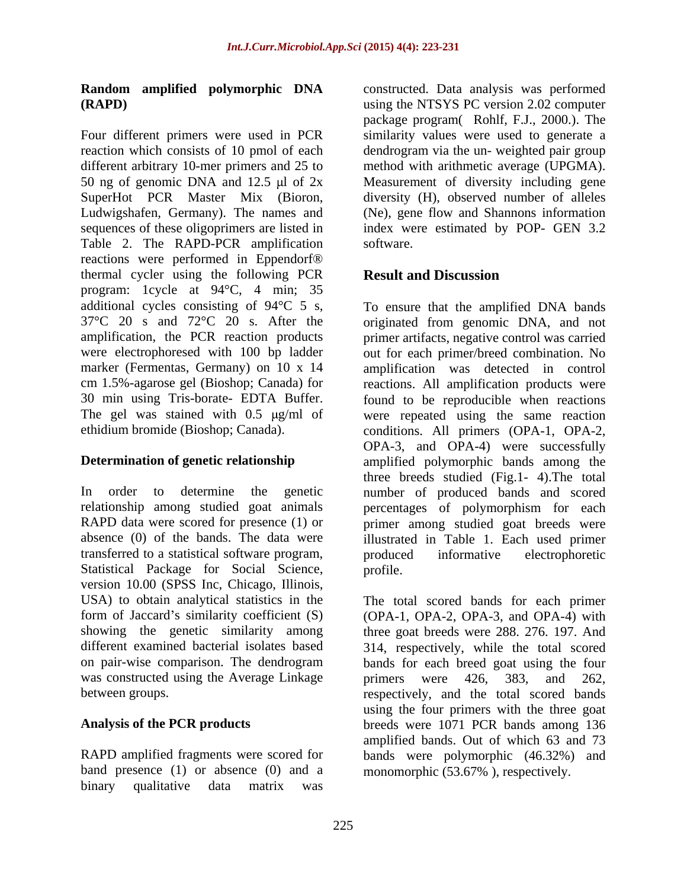### Random amplified polymorphic DNA (RAPD)

Four different primers were used in PCR reaction which consists of 10 pmol of each different arbitrary 10-mer primers and 25 to 50 ng of genomic DNA and 12.5 μl of 2x SuperHot PCR Master Mix (Bioron, Ludwigshafen, Germany). The names and sequences of these oligoprimers are listed in Table 2. The RAPD-PCR amplification reactions were performed in Eppendorf® thermal cycler using the following PCR program: 1cycle at 94°C, 4 min; 35 additional cycles consisting of 94°C 5 s, 37°C 20 s and 72°C 20 s. After the amplification, the PCR reaction products were electrophoresed with 100 bp ladder marker (Fermentas, Germany) on 10 x 14 cm 1.5%-agarose gel (Bioshop; Canada) for 30 min using Tris-borate- EDTA Buffer. The gel was stained with 0.5 μg/ml of ethidium bromide (Bioshop; Canada).

### Determination of genetic relationship

In order to determine the genetic relationship among studied goat animals RAPD data were scored for presence (1) or absence (0) of the bands. The data were transferred to a statistical software program, Statistical Package for Social Science, version 10.00 (SPSS Inc, Chicago, Illinois, USA) to obtain analytical statistics in the form of Jaccard's similarity coefficient (S) showing the genetic similarity among different examined bacterial isolates based on pair-wise comparison. The dendrogram was constructed using the Average Linkage between groups.

### Analysis of the PCR products

RAPD amplified fragments were scored for band presence (1) or absence (0) and a binary qualitative data matrix was constructed. Data analysis was performed using the NTSYS PC version 2.02 computer package program( Rohlf, F.J., 2000.). The similarity values were used to generate a dendrogram via the un- weighted pair group method with arithmetic average (UPGMA). Measurement of diversity including gene diversity (H), observed number of alleles (Ne), gene flow and Shannons information index were estimated by POP- GEN 3.2 software.

## Result and Discussion

To ensure that the amplified DNA bands originated from genomic DNA, and not primer artifacts, negative control was carried out for each primer/breed combination. No amplification was detected in control reactions. All amplification products were found to be reproducible when reactions were repeated using the same reaction conditions. All primers (OPA-1, OPA-2, OPA-3, and OPA-4) were successfully amplified polymorphic bands among the three breeds studied (Fig.1- 4).The total number of produced bands and scored percentages of polymorphism for each primer among studied goat breeds were illustrated in Table 1. Each used primer produced informative electrophoretic profile.

The total scored bands for each primer (OPA-1, OPA-2, OPA-3, and OPA-4) with three goat breeds were 288. 276. 197. And 314, respectively, while the total scored bands for each breed goat using the four primers were 426, 383, and 262, respectively, and the total scored bands using the four primers with the three goat breeds were 1071 PCR bands among 136 amplified bands. Out of which 63 and 73 bands were polymorphic (46.32%) and monomorphic (53.67% ), respectively.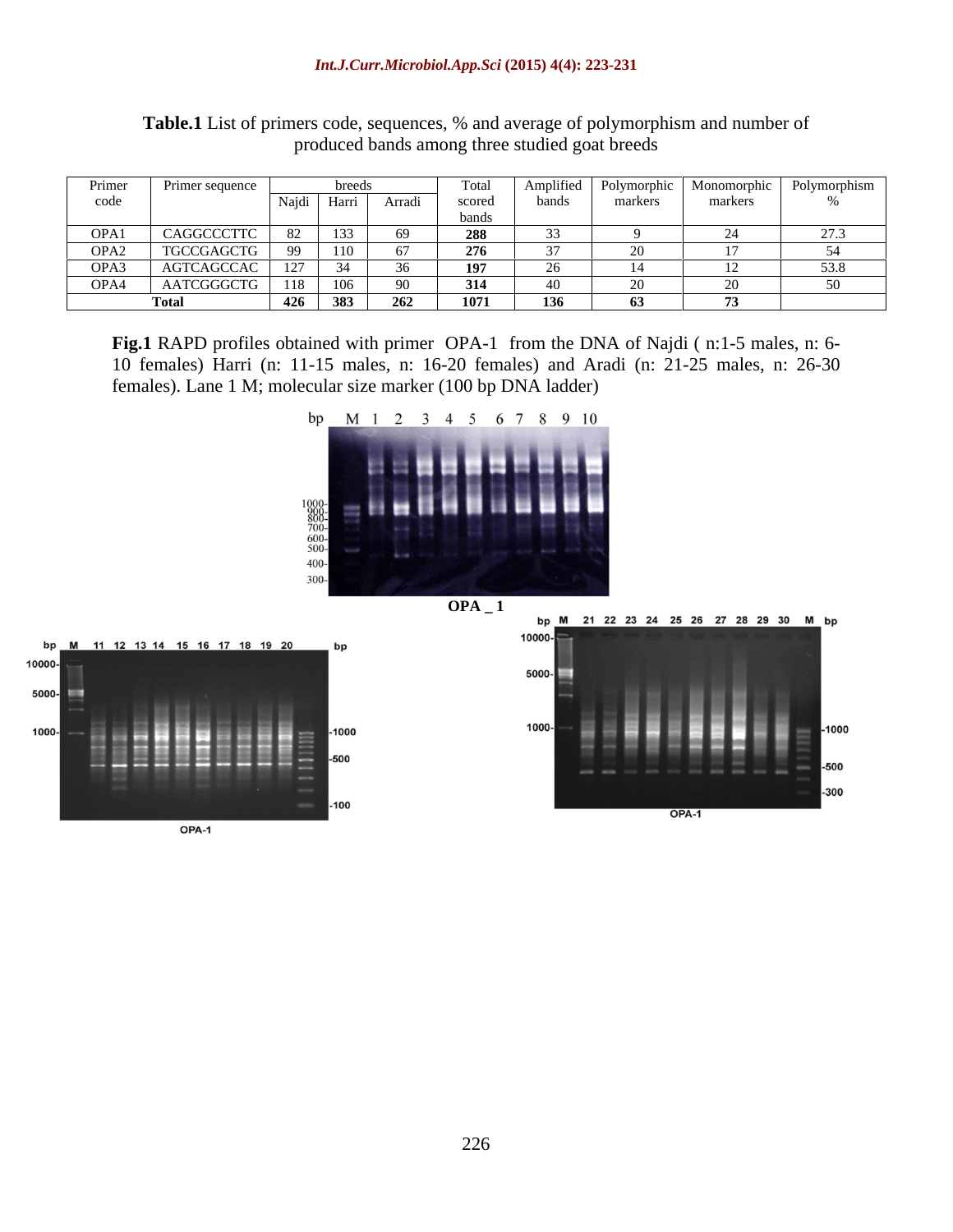**Table.1** List of primers code, sequences, % and average of polymorphism and number of produced bands among three studied goat breeds

| Primer code | Primer sequence | breeds | | | Total scored bands | Amplified bands | Polymorphic markers | Monomorphic markers | Polymorphism % |
|---|---|---|---|---|---|---|---|---|---|
| | | Najdi | Harri | Arradi | | | | | |
| OPA1 | CAGGCCCTTC | 82 | 133 | 69 | **288** | 33 | 9 | 24 | 27.3 |
| OPA2 | TGCCGAGCTG | 99 | 110 | 67 | **276** | 37 | 20 | 17 | 54 |
| OPA3 | AGTCAGCCAC | 127 | 34 | 36 | **197** | 26 | 14 | 12 | 53.8 |
| OPA4 | AATCGGGCTG | 118 | 106 | 90 | **314** | 40 | 20 | 20 | 50 |
| **Total** | | **426** | **383** | **262** | **1071** | **136** | **63** | **73** | |

**Fig.1** RAPD profiles obtained with primer OPA-1 from the DNA of Najdi ( n:1-5 males, n: 6-10 females) Harri (n: 11-15 males, n: 16-20 females) and Aradi (n: 21-25 males, n: 26-30 females). Lane 1 M; molecular size marker (100 bp DNA ladder)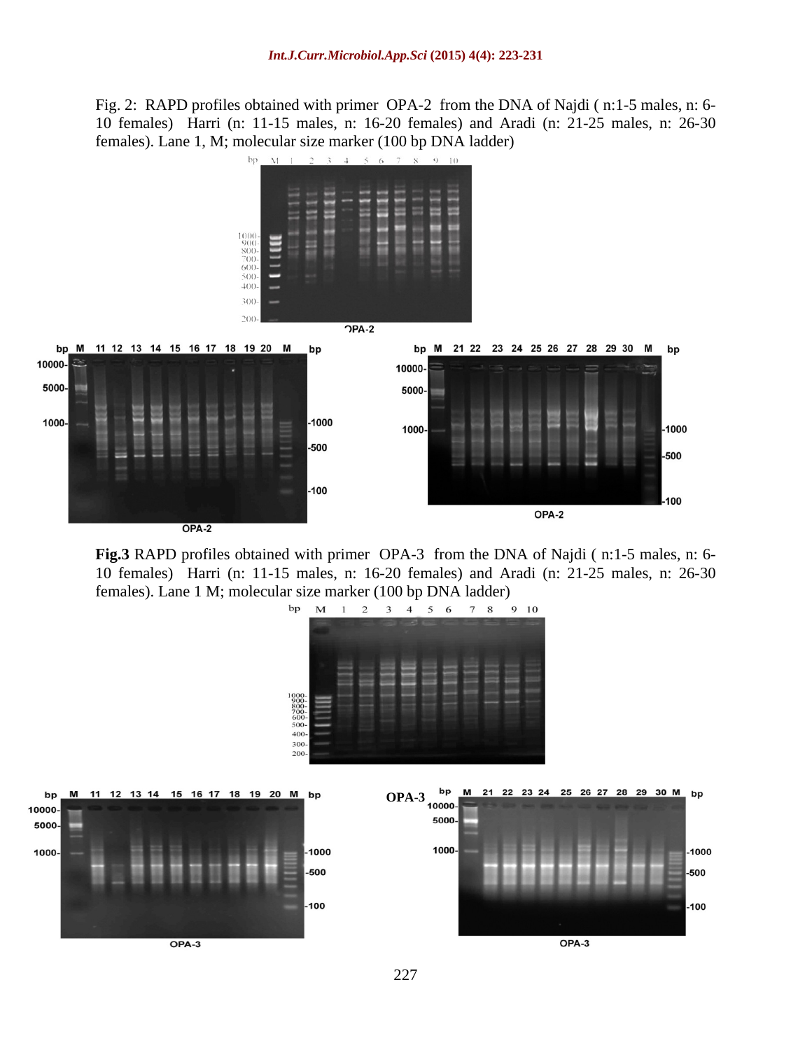Fig. 2: RAPD profiles obtained with primer OPA-2 from the DNA of Najdi ( n:1-5 males, n: 6-10 females) Harri (n: 11-15 males, n: 16-20 females) and Aradi (n: 21-25 males, n: 26-30 females). Lane 1, M; molecular size marker (100 bp DNA ladder)

**Fig.3** RAPD profiles obtained with primer OPA-3 from the DNA of Najdi ( n:1-5 males, n: 6-10 females) Harri (n: 11-15 males, n: 16-20 females) and Aradi (n: 21-25 males, n: 26-30 females). Lane 1 M; molecular size marker (100 bp DNA ladder)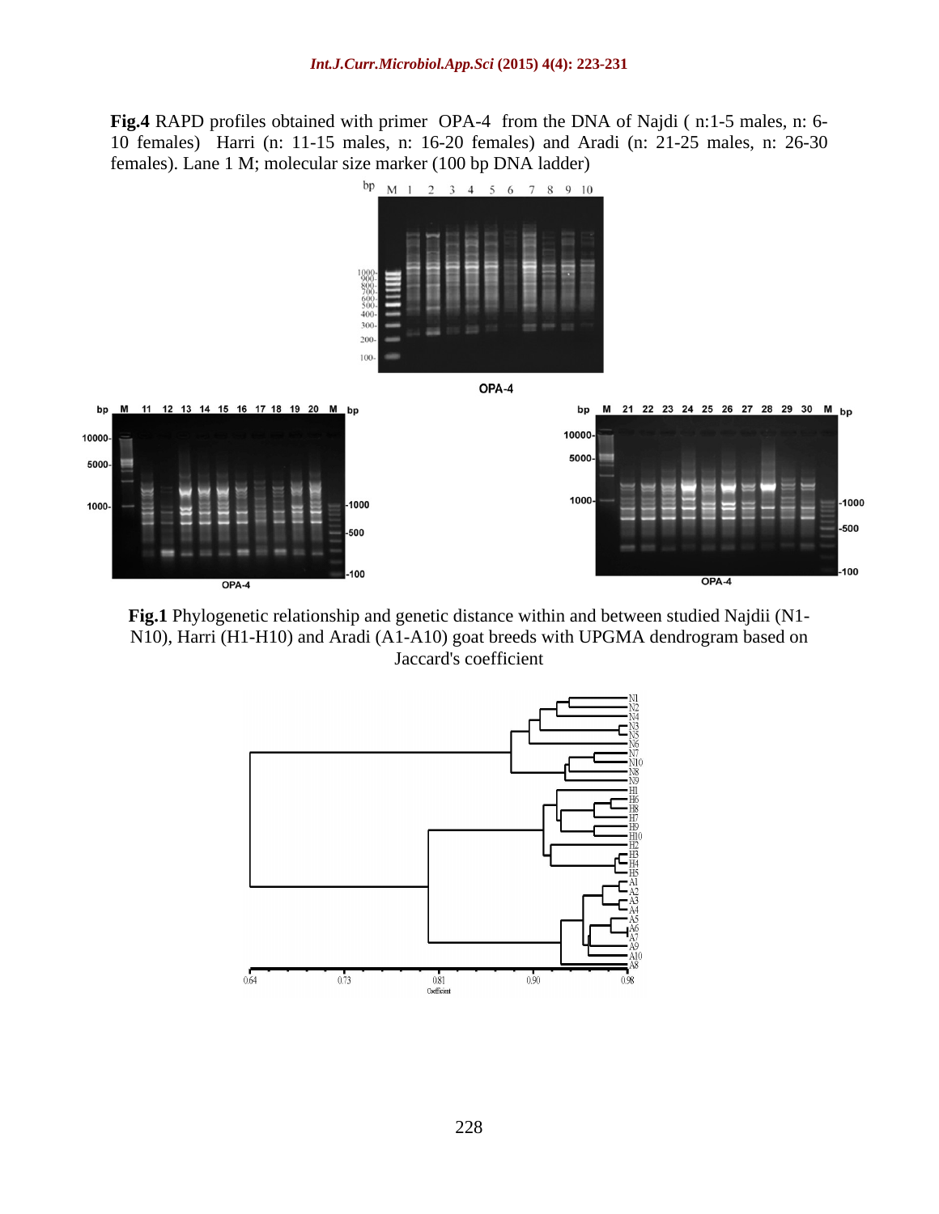**Fig.4** RAPD profiles obtained with primer OPA-4 from the DNA of Najdi ( n:1-5 males, n: 6-10 females) Harri (n: 11-15 males, n: 16-20 females) and Aradi (n: 21-25 males, n: 26-30 females). Lane 1 M; molecular size marker (100 bp DNA ladder)

**Fig.1** Phylogenetic relationship and genetic distance within and between studied Najdii (N1-N10), Harri (H1-H10) and Aradi (A1-A10) goat breeds with UPGMA dendrogram based on Jaccard's coefficient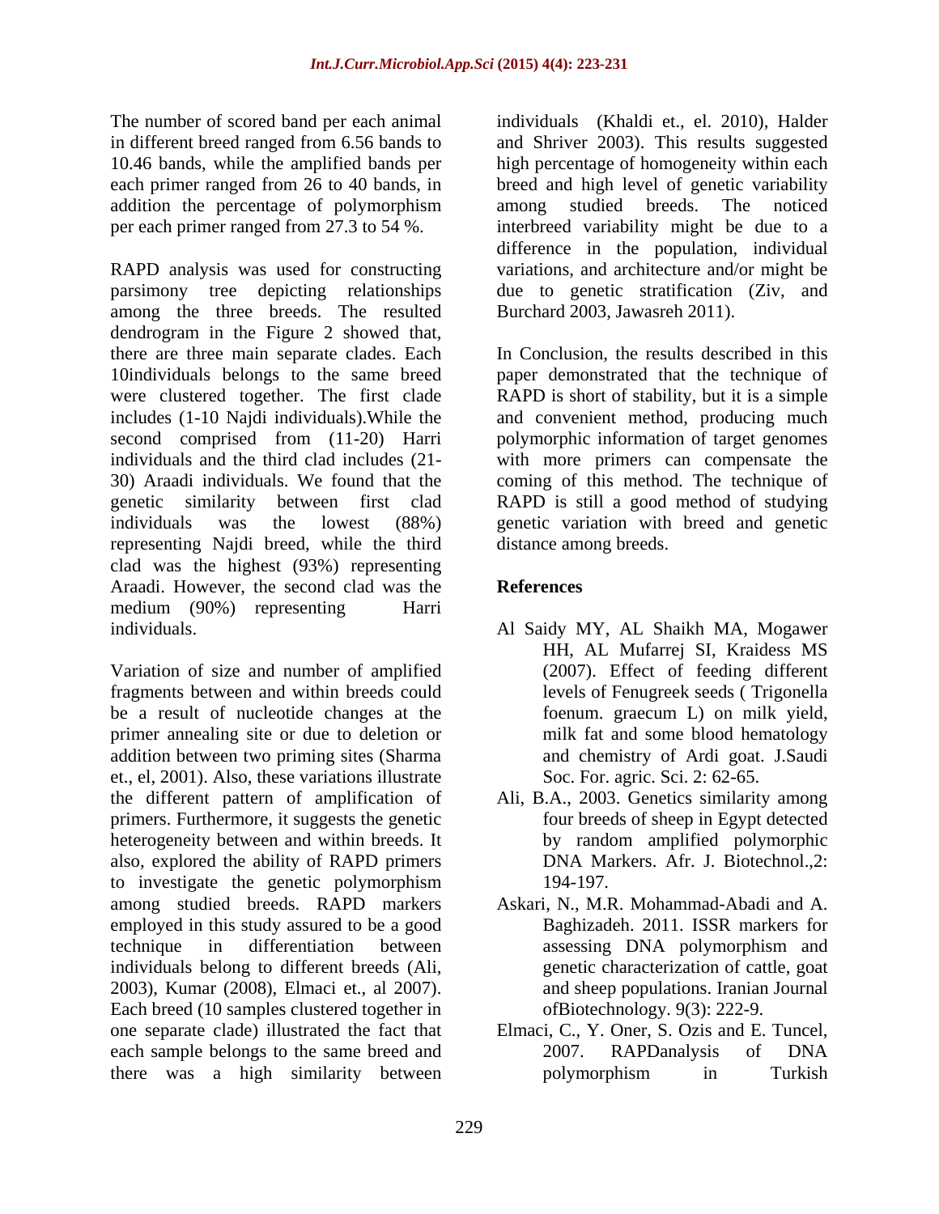The number of scored band per each animal in different breed ranged from 6.56 bands to 10.46 bands, while the amplified bands per each primer ranged from 26 to 40 bands, in addition the percentage of polymorphism per each primer ranged from 27.3 to 54 %.

RAPD analysis was used for constructing parsimony tree depicting relationships among the three breeds. The resulted dendrogram in the Figure 2 showed that, there are three main separate clades. Each 10individuals belongs to the same breed were clustered together. The first clade includes (1-10 Najdi individuals).While the second comprised from (11-20) Harri individuals and the third clad includes (21-30) Araadi individuals. We found that the genetic similarity between first clad individuals was the lowest (88%) representing Najdi breed, while the third clad was the highest (93%) representing Araadi. However, the second clad was the medium (90%) representing Harri individuals.

Variation of size and number of amplified fragments between and within breeds could be a result of nucleotide changes at the primer annealing site or due to deletion or addition between two priming sites (Sharma et., el, 2001). Also, these variations illustrate the different pattern of amplification of primers. Furthermore, it suggests the genetic heterogeneity between and within breeds. It also, explored the ability of RAPD primers to investigate the genetic polymorphism among studied breeds. RAPD markers employed in this study assured to be a good technique in differentiation between individuals belong to different breeds (Ali, 2003), Kumar (2008), Elmaci et., al 2007). Each breed (10 samples clustered together in one separate clade) illustrated the fact that each sample belongs to the same breed and there was a high similarity between individuals (Khaldi et., el. 2010), Halder and Shriver 2003). This results suggested high percentage of homogeneity within each breed and high level of genetic variability among studied breeds. The noticed interbreed variability might be due to a difference in the population, individual variations, and architecture and/or might be due to genetic stratification (Ziv, and Burchard 2003, Jawasreh 2011).

In Conclusion, the results described in this paper demonstrated that the technique of RAPD is short of stability, but it is a simple and convenient method, producing much polymorphic information of target genomes with more primers can compensate the coming of this method. The technique of RAPD is still a good method of studying genetic variation with breed and genetic distance among breeds.

## References

- Al Saidy MY, AL Shaikh MA, Mogawer HH, AL Mufarrej SI, Kraidess MS (2007). Effect of feeding different levels of Fenugreek seeds ( Trigonella foenum. graecum L) on milk yield, milk fat and some blood hematology and chemistry of Ardi goat. J.Saudi Soc. For. agric. Sci. 2: 62-65.
- Ali, B.A., 2003. Genetics similarity among four breeds of sheep in Egypt detected by random amplified polymorphic DNA Markers. Afr. J. Biotechnol.,2: 194-197.
- Askari, N., M.R. Mohammad-Abadi and A. Baghizadeh. 2011. ISSR markers for assessing DNA polymorphism and genetic characterization of cattle, goat and sheep populations. Iranian Journal ofBiotechnology. 9(3): 222-9.
- Elmaci, C., Y. Oner, S. Ozis and E. Tuncel, 2007. RAPDanalysis of DNA polymorphism in Turkish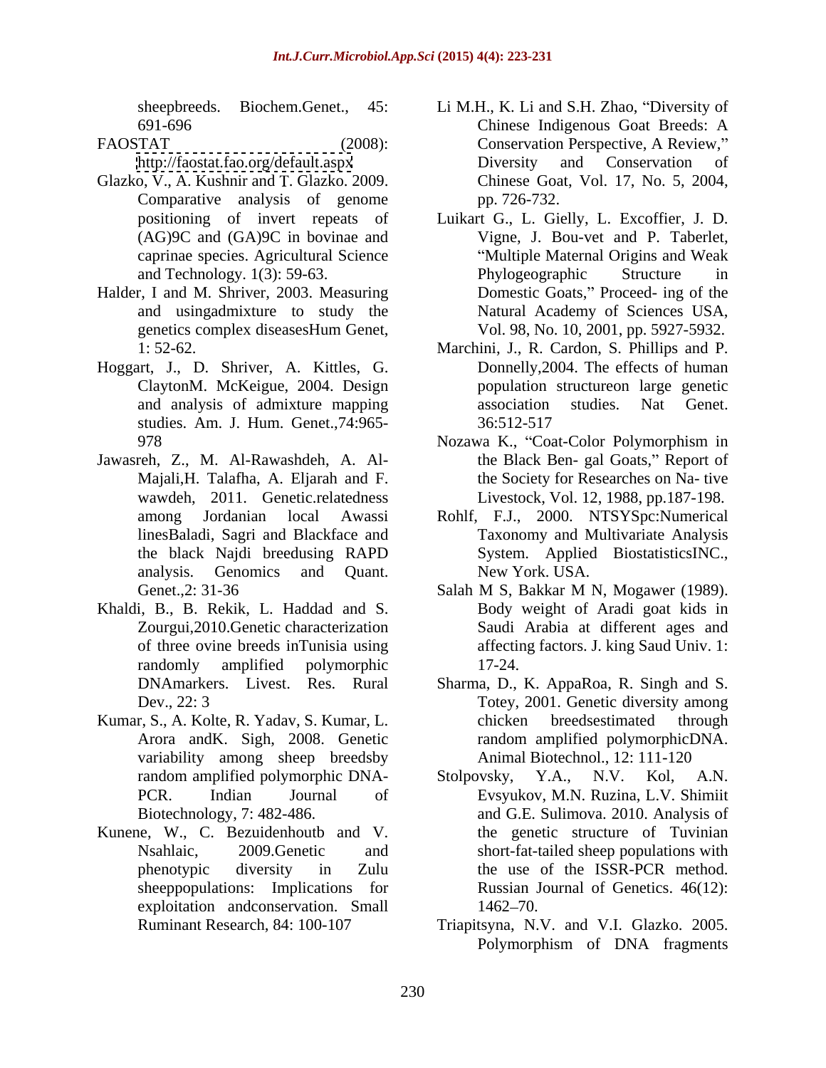sheepbreeds. Biochem.Genet., 45: 691-696

FAOSTAT (2008): http://faostat.fao.org/default.aspx

Glazko, V., A. Kushnir and T. Glazko. 2009. Comparative analysis of genome positioning of invert repeats of (AG)9C and (GA)9C in bovinae and caprinae species. Agricultural Science and Technology. 1(3): 59-63.

Halder, I and M. Shriver, 2003. Measuring and usingadmixture to study the genetics complex diseasesHum Genet, 1: 52-62.

Hoggart, J., D. Shriver, A. Kittles, G. ClaytonM. McKeigue, 2004. Design and analysis of admixture mapping studies. Am. J. Hum. Genet.,74:965-978

Jawasreh, Z., M. Al-Rawashdeh, A. Al-Majali,H. Talafha, A. Eljarah and F. wawdeh, 2011. Genetic.relatedness among Jordanian local Awassi linesBaladi, Sagri and Blackface and the black Najdi breedusing RAPD analysis. Genomics and Quant. Genet.,2: 31-36

Khaldi, B., B. Rekik, L. Haddad and S. Zourgui,2010.Genetic characterization of three ovine breeds inTunisia using randomly amplified polymorphic DNAmarkers. Livest. Res. Rural Dev., 22: 3

Kumar, S., A. Kolte, R. Yadav, S. Kumar, L. Arora andK. Sigh, 2008. Genetic variability among sheep breedsby random amplified polymorphic DNA-PCR. Indian Journal of Biotechnology, 7: 482-486.

Kunene, W., C. Bezuidenhoutb and V. Nsahlaic, 2009.Genetic and phenotypic diversity in Zulu sheeppopulations: Implications for exploitation andconservation. Small Ruminant Research, 84: 100-107

Li M.H., K. Li and S.H. Zhao, "Diversity of Chinese Indigenous Goat Breeds: A Conservation Perspective, A Review," Diversity and Conservation of Chinese Goat, Vol. 17, No. 5, 2004, pp. 726-732.

Luikart G., L. Gielly, L. Excoffier, J. D. Vigne, J. Bou-vet and P. Taberlet, "Multiple Maternal Origins and Weak Phylogeographic Structure in Domestic Goats," Proceed- ing of the Natural Academy of Sciences USA, Vol. 98, No. 10, 2001, pp. 5927-5932.

Marchini, J., R. Cardon, S. Phillips and P. Donnelly,2004. The effects of human population structureon large genetic association studies. Nat Genet. 36:512-517

Nozawa K., "Coat-Color Polymorphism in the Black Ben- gal Goats," Report of the Society for Researches on Na- tive Livestock, Vol. 12, 1988, pp.187-198.

Rohlf, F.J., 2000. NTSYSpc:Numerical Taxonomy and Multivariate Analysis System. Applied BiostatisticsINC., New York. USA.

Salah M S, Bakkar M N, Mogawer (1989). Body weight of Aradi goat kids in Saudi Arabia at different ages and affecting factors. J. king Saud Univ. 1: 17-24.

Sharma, D., K. AppaRoa, R. Singh and S. Totey, 2001. Genetic diversity among chicken breedsestimated through random amplified polymorphicDNA. Animal Biotechnol., 12: 111-120

Stolpovsky, Y.A., N.V. Kol, A.N. Evsyukov, M.N. Ruzina, L.V. Shimiit and G.E. Sulimova. 2010. Analysis of the genetic structure of Tuvinian short-fat-tailed sheep populations with the use of the ISSR-PCR method. Russian Journal of Genetics. 46(12): 1462–70.

Triapitsyna, N.V. and V.I. Glazko. 2005. Polymorphism of DNA fragments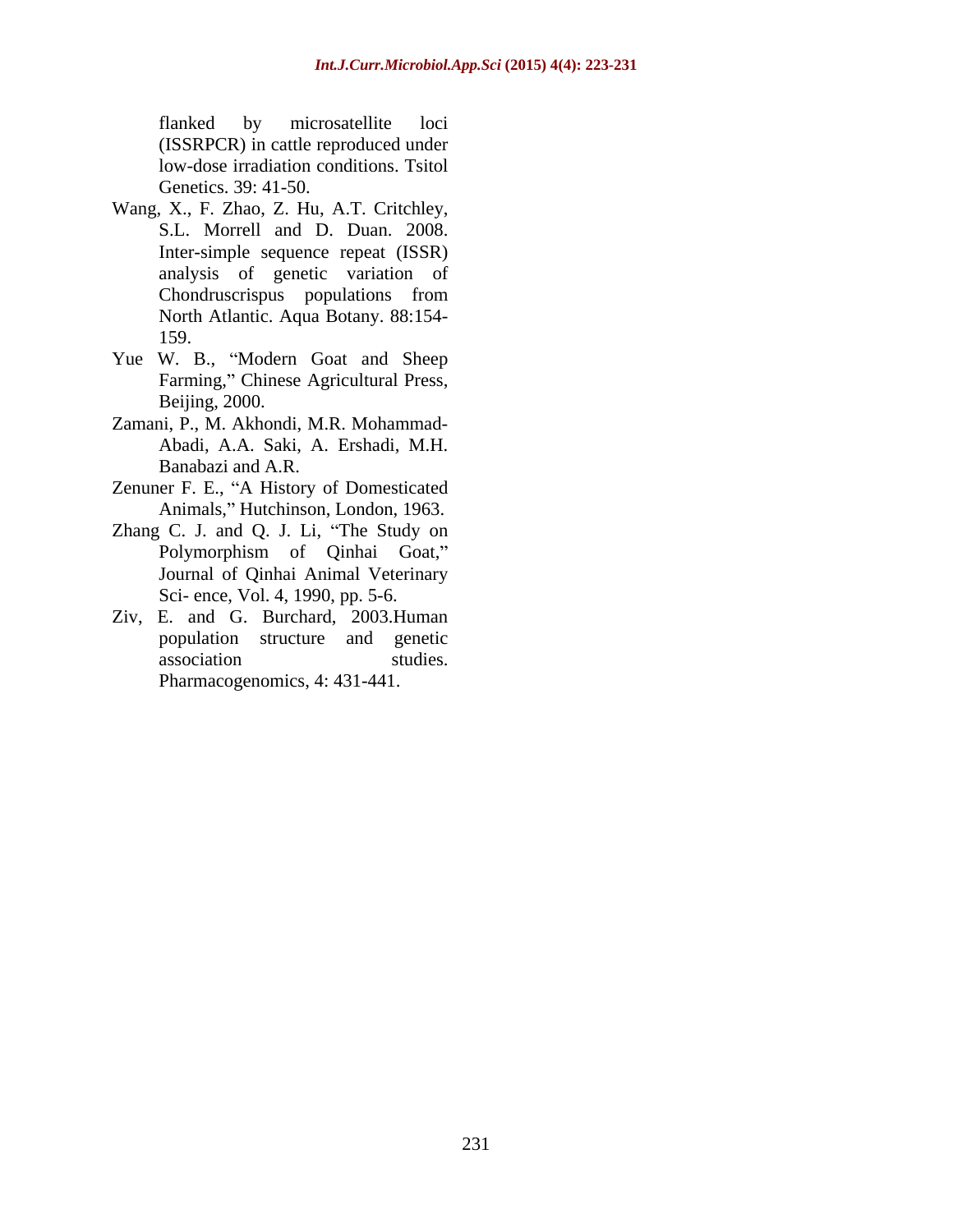flanked by microsatellite loci (ISSRPCR) in cattle reproduced under low-dose irradiation conditions. Tsitol Genetics. 39: 41-50.

Wang, X., F. Zhao, Z. Hu, A.T. Critchley, S.L. Morrell and D. Duan. 2008. Inter-simple sequence repeat (ISSR) analysis of genetic variation of Chondruscrispus populations from North Atlantic. Aqua Botany. 88:154-159.

Yue W. B., "Modern Goat and Sheep Farming," Chinese Agricultural Press, Beijing, 2000.

Zamani, P., M. Akhondi, M.R. Mohammad-Abadi, A.A. Saki, A. Ershadi, M.H. Banabazi and A.R.

Zenuner F. E., "A History of Domesticated Animals," Hutchinson, London, 1963.

Zhang C. J. and Q. J. Li, "The Study on Polymorphism of Qinhai Goat," Journal of Qinhai Animal Veterinary Sci- ence, Vol. 4, 1990, pp. 5-6.

Ziv, E. and G. Burchard, 2003.Human population structure and genetic association studies. Pharmacogenomics, 4: 431-441.